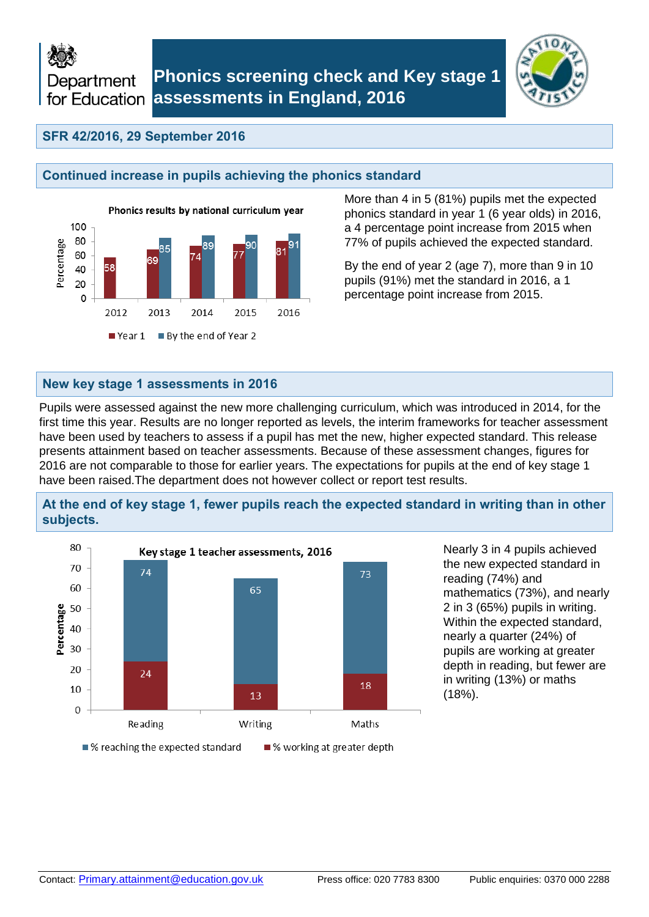Department for Education

# Phonics screening check and Key stage 1 assessments in England, 2016

**SFR 42/2016, 29 September 2016**

## Continued increase in pupils achieving the phonics standard

Phonics results by national curriculum year

| Year | Year 1 | By the end of Year 2 |
|---|---|---|
| 2012 | 58 | |
| 2013 | 69 | 85 |
| 2014 | 74 | 89 |
| 2015 | 77 | 90 |
| 2016 | 81 | 91 |

More than 4 in 5 (81%) pupils met the expected phonics standard in year 1 (6 year olds) in 2016, a 4 percentage point increase from 2015 when 77% of pupils achieved the expected standard.

By the end of year 2 (age 7), more than 9 in 10 pupils (91%) met the standard in 2016, a 1 percentage point increase from 2015.

## New key stage 1 assessments in 2016

Pupils were assessed against the new more challenging curriculum, which was introduced in 2014, for the first time this year. Results are no longer reported as levels, the interim frameworks for teacher assessment have been used by teachers to assess if a pupil has met the new, higher expected standard. This release presents attainment based on teacher assessments. Because of these assessment changes, figures for 2016 are not comparable to those for earlier years. The expectations for pupils at the end of key stage 1 have been raised.The department does not however collect or report test results.

## At the end of key stage 1, fewer pupils reach the expected standard in writing than in other subjects.

Key stage 1 teacher assessments, 2016

| Subject | % reaching the expected standard | % working at greater depth |
|---|---|---|
| Reading | 74 | 24 |
| Writing | 65 | 13 |
| Maths | 73 | 18 |

Nearly 3 in 4 pupils achieved the new expected standard in reading (74%) and mathematics (73%), and nearly 2 in 3 (65%) pupils in writing. Within the expected standard, nearly a quarter (24%) of pupils are working at greater depth in reading, but fewer are in writing (13%) or maths (18%).

Contact: Primary.attainment@education.gov.uk Press office: 020 7783 8300 Public enquiries: 0370 000 2288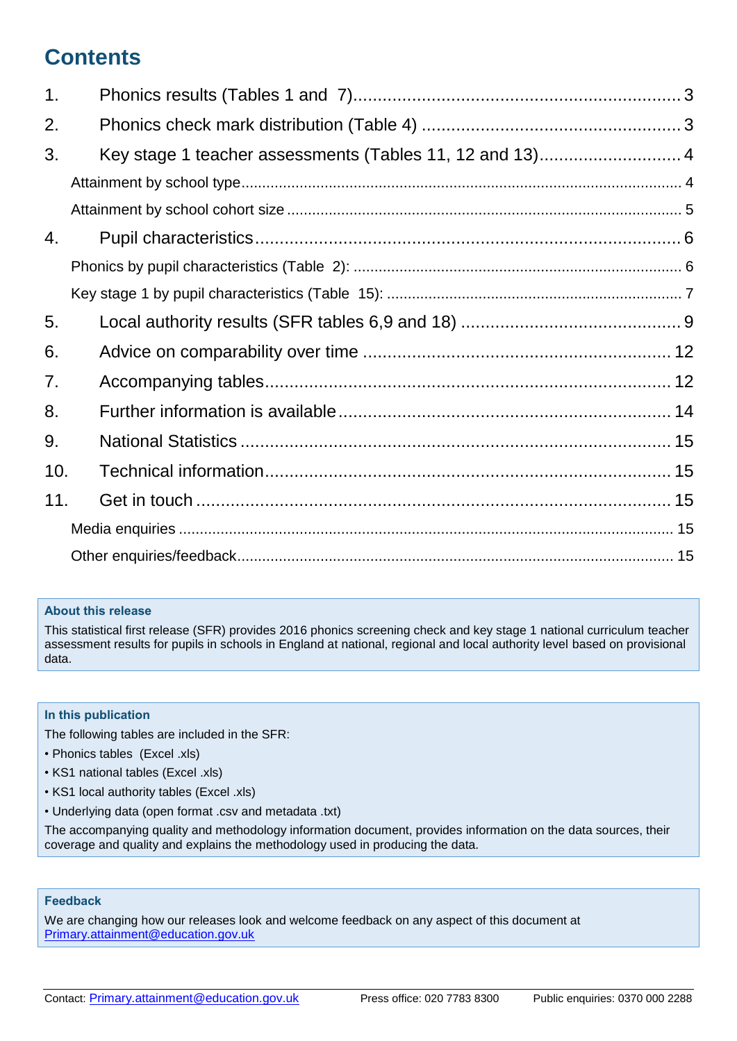## Contents

1. Phonics results (Tables 1 and 7) ... 3
2. Phonics check mark distribution (Table 4) ... 3
3. Key stage 1 teacher assessments (Tables 11, 12 and 13) ... 4
   - Attainment by school type ... 4
   - Attainment by school cohort size ... 5
4. Pupil characteristics ... 6
   - Phonics by pupil characteristics (Table 2): ... 6
   - Key stage 1 by pupil characteristics (Table 15): ... 7
5. Local authority results (SFR tables 6,9 and 18) ... 9
6. Advice on comparability over time ... 12
7. Accompanying tables ... 12
8. Further information is available ... 14
9. National Statistics ... 15
10. Technical information ... 15
11. Get in touch ... 15
    - Media enquiries ... 15
    - Other enquiries/feedback ... 15

**About this release**

This statistical first release (SFR) provides 2016 phonics screening check and key stage 1 national curriculum teacher assessment results for pupils in schools in England at national, regional and local authority level based on provisional data.

**In this publication**

The following tables are included in the SFR:

- Phonics tables (Excel .xls)
- KS1 national tables (Excel .xls)
- KS1 local authority tables (Excel .xls)
- Underlying data (open format .csv and metadata .txt)

The accompanying quality and methodology information document, provides information on the data sources, their coverage and quality and explains the methodology used in producing the data.

**Feedback**

We are changing how our releases look and welcome feedback on any aspect of this document at Primary.attainment@education.gov.uk

Contact: Primary.attainment@education.gov.uk Press office: 020 7783 8300 Public enquiries: 0370 000 2288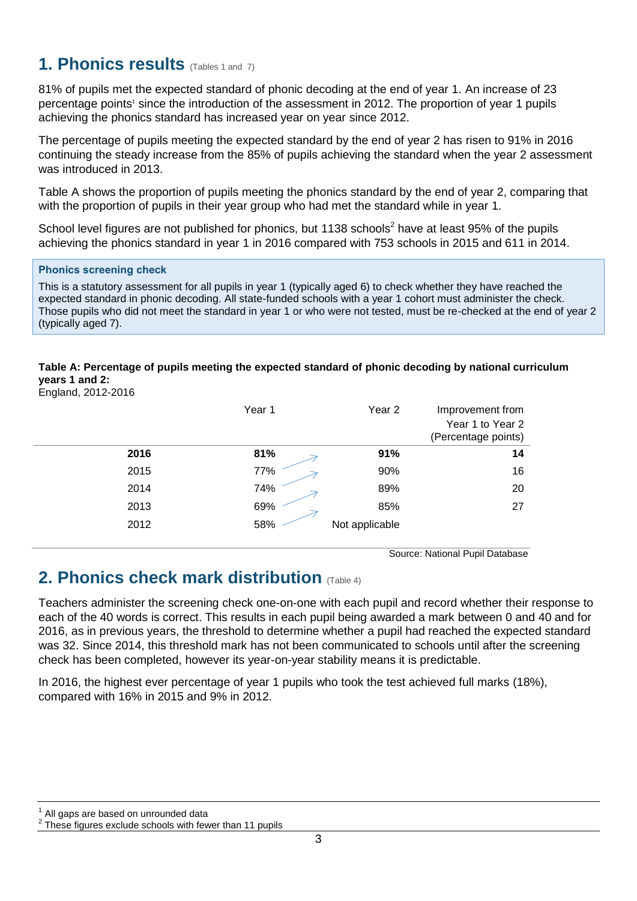## 1. Phonics results (Tables 1 and 7)

81% of pupils met the expected standard of phonic decoding at the end of year 1. An increase of 23 percentage points[1] since the introduction of the assessment in 2012. The proportion of year 1 pupils achieving the phonics standard has increased year on year since 2012.

The percentage of pupils meeting the expected standard by the end of year 2 has risen to 91% in 2016 continuing the steady increase from the 85% of pupils achieving the standard when the year 2 assessment was introduced in 2013.

Table A shows the proportion of pupils meeting the phonics standard by the end of year 2, comparing that with the proportion of pupils in their year group who had met the standard while in year 1.

School level figures are not published for phonics, but 1138 schools[2] have at least 95% of the pupils achieving the phonics standard in year 1 in 2016 compared with 753 schools in 2015 and 611 in 2014.

> **Phonics screening check**
>
> This is a statutory assessment for all pupils in year 1 (typically aged 6) to check whether they have reached the expected standard in phonic decoding. All state-funded schools with a year 1 cohort must administer the check. Those pupils who did not meet the standard in year 1 or who were not tested, must be re-checked at the end of year 2 (typically aged 7).

**Table A: Percentage of pupils meeting the expected standard of phonic decoding by national curriculum years 1 and 2:**
England, 2012-2016

| | Year 1 | Year 2 | Improvement from Year 1 to Year 2 (Percentage points) |
|---|---|---|---|
| **2016** | **81%** | **91%** | **14** |
| 2015 | 77% | 90% | 16 |
| 2014 | 74% | 89% | 20 |
| 2013 | 69% | 85% | 27 |
| 2012 | 58% | Not applicable | |

Source: National Pupil Database

## 2. Phonics check mark distribution (Table 4)

Teachers administer the screening check one-on-one with each pupil and record whether their response to each of the 40 words is correct. This results in each pupil being awarded a mark between 0 and 40 and for 2016, as in previous years, the threshold to determine whether a pupil had reached the expected standard was 32. Since 2014, this threshold mark has not been communicated to schools until after the screening check has been completed, however its year-on-year stability means it is predictable.

In 2016, the highest ever percentage of year 1 pupils who took the test achieved full marks (18%), compared with 16% in 2015 and 9% in 2012.

[1] All gaps are based on unrounded data

[2] These figures exclude schools with fewer than 11 pupils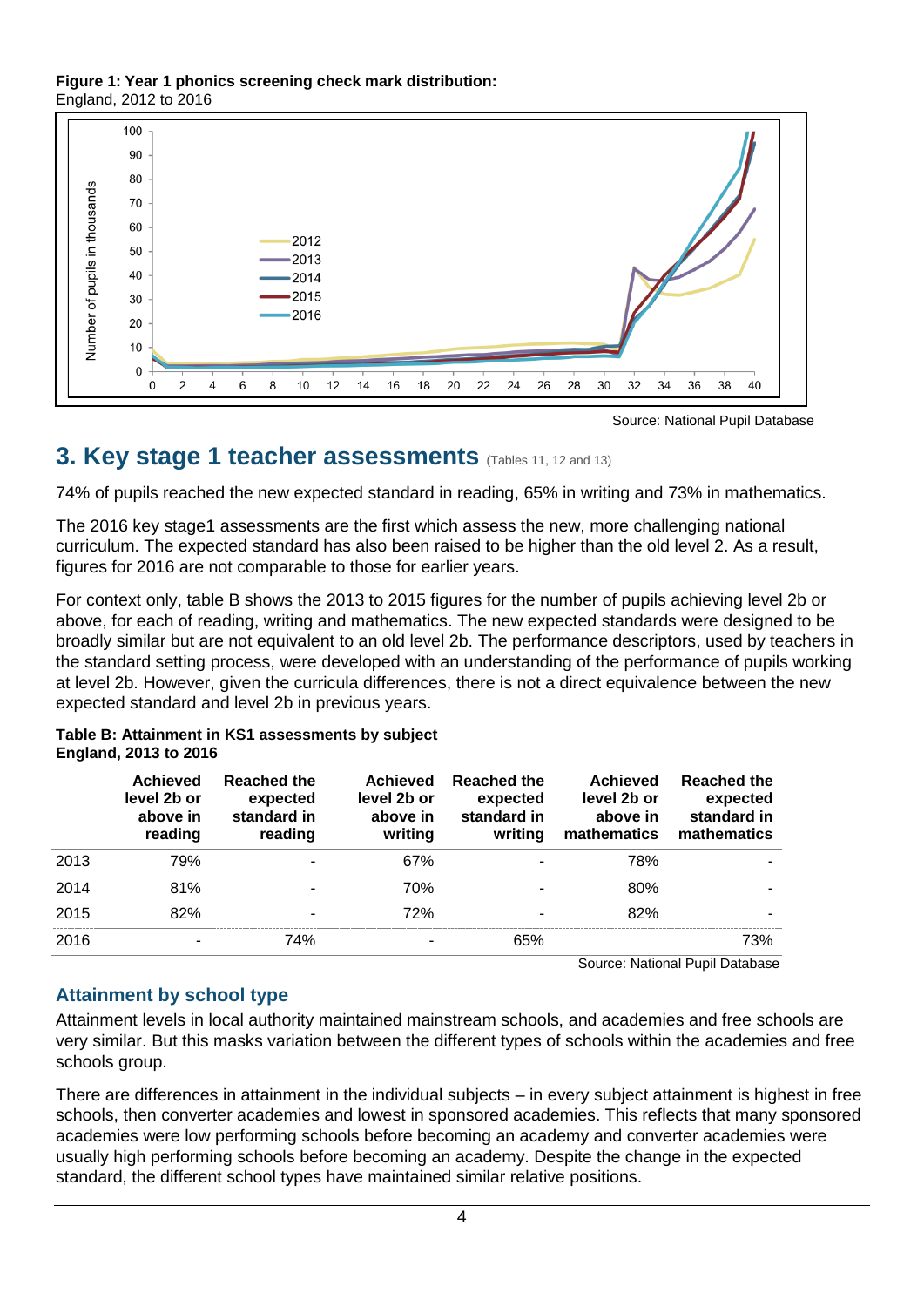**Figure 1: Year 1 phonics screening check mark distribution:**
England, 2012 to 2016

Source: National Pupil Database

## 3. Key stage 1 teacher assessments (Tables 11, 12 and 13)

74% of pupils reached the new expected standard in reading, 65% in writing and 73% in mathematics.

The 2016 key stage1 assessments are the first which assess the new, more challenging national curriculum. The expected standard has also been raised to be higher than the old level 2. As a result, figures for 2016 are not comparable to those for earlier years.

For context only, table B shows the 2013 to 2015 figures for the number of pupils achieving level 2b or above, for each of reading, writing and mathematics. The new expected standards were designed to be broadly similar but are not equivalent to an old level 2b. The performance descriptors, used by teachers in the standard setting process, were developed with an understanding of the performance of pupils working at level 2b. However, given the curricula differences, there is not a direct equivalence between the new expected standard and level 2b in previous years.

**Table B: Attainment in KS1 assessments by subject**
**England, 2013 to 2016**

| | Achieved level 2b or above in reading | Reached the expected standard in reading | Achieved level 2b or above in writing | Reached the expected standard in writing | Achieved level 2b or above in mathematics | Reached the expected standard in mathematics |
|---|---|---|---|---|---|---|
| 2013 | 79% | - | 67% | - | 78% | - |
| 2014 | 81% | - | 70% | - | 80% | - |
| 2015 | 82% | - | 72% | - | 82% | - |
| 2016 | - | 74% | - | 65% | | 73% |

Source: National Pupil Database

### Attainment by school type

Attainment levels in local authority maintained mainstream schools, and academies and free schools are very similar. But this masks variation between the different types of schools within the academies and free schools group.

There are differences in attainment in the individual subjects – in every subject attainment is highest in free schools, then converter academies and lowest in sponsored academies. This reflects that many sponsored academies were low performing schools before becoming an academy and converter academies were usually high performing schools before becoming an academy. Despite the change in the expected standard, the different school types have maintained similar relative positions.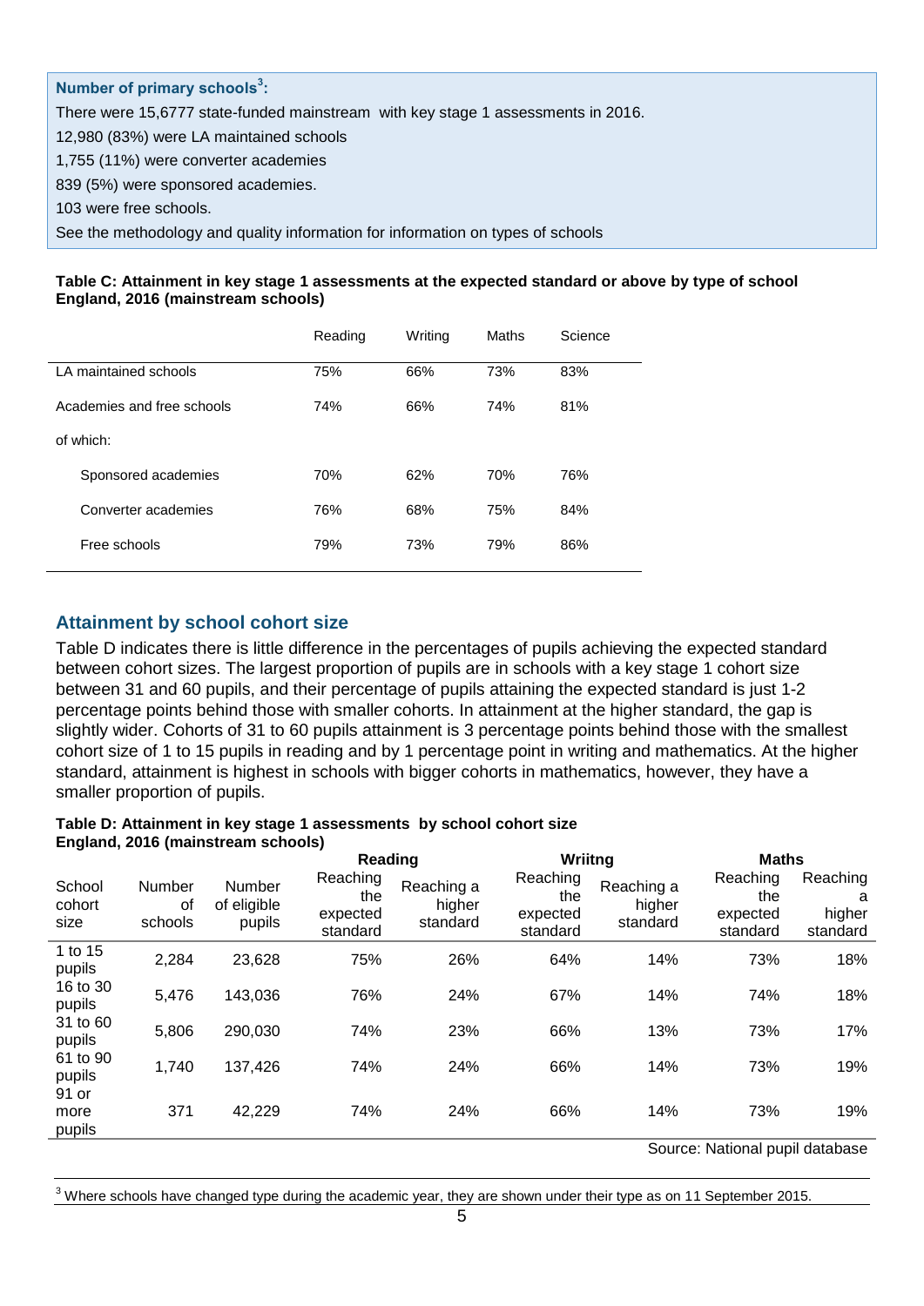**Number of primary schools[3]:**

There were 15,6777 state-funded mainstream with key stage 1 assessments in 2016.

12,980 (83%) were LA maintained schools

1,755 (11%) were converter academies

839 (5%) were sponsored academies.

103 were free schools.

See the methodology and quality information for information on types of schools

**Table C: Attainment in key stage 1 assessments at the expected standard or above by type of school England, 2016 (mainstream schools)**

| | Reading | Writing | Maths | Science |
|---|---|---|---|---|
| LA maintained schools | 75% | 66% | 73% | 83% |
| Academies and free schools | 74% | 66% | 74% | 81% |
| of which: | | | | |
| Sponsored academies | 70% | 62% | 70% | 76% |
| Converter academies | 76% | 68% | 75% | 84% |
| Free schools | 79% | 73% | 79% | 86% |

## Attainment by school cohort size

Table D indicates there is little difference in the percentages of pupils achieving the expected standard between cohort sizes. The largest proportion of pupils are in schools with a key stage 1 cohort size between 31 and 60 pupils, and their percentage of pupils attaining the expected standard is just 1-2 percentage points behind those with smaller cohorts. In attainment at the higher standard, the gap is slightly wider. Cohorts of 31 to 60 pupils attainment is 3 percentage points behind those with the smallest cohort size of 1 to 15 pupils in reading and by 1 percentage point in writing and mathematics. At the higher standard, attainment is highest in schools with bigger cohorts in mathematics, however, they have a smaller proportion of pupils.

**Table D: Attainment in key stage 1 assessments by school cohort size England, 2016 (mainstream schools)**

| | | | Reading | | Wriitng | | Maths | |
|---|---|---|---|---|---|---|---|---|
| School cohort size | Number of schools | Number of eligible pupils | Reaching the expected standard | Reaching a higher standard | Reaching the expected standard | Reaching a higher standard | Reaching the expected standard | Reaching a higher standard |
| 1 to 15 pupils | 2,284 | 23,628 | 75% | 26% | 64% | 14% | 73% | 18% |
| 16 to 30 pupils | 5,476 | 143,036 | 76% | 24% | 67% | 14% | 74% | 18% |
| 31 to 60 pupils | 5,806 | 290,030 | 74% | 23% | 66% | 13% | 73% | 17% |
| 61 to 90 pupils | 1,740 | 137,426 | 74% | 24% | 66% | 14% | 73% | 19% |
| 91 or more pupils | 371 | 42,229 | 74% | 24% | 66% | 14% | 73% | 19% |

Source: National pupil database

[3] Where schools have changed type during the academic year, they are shown under their type as on 11 September 2015.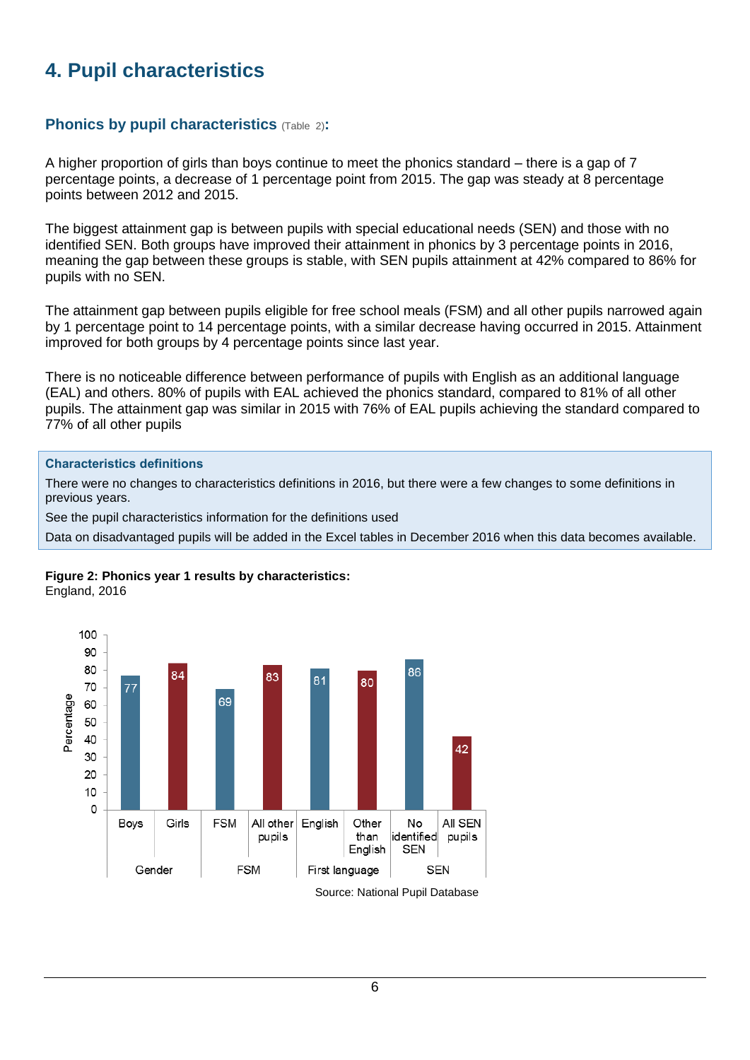# 4. Pupil characteristics

### Phonics by pupil characteristics (Table 2):

A higher proportion of girls than boys continue to meet the phonics standard – there is a gap of 7 percentage points, a decrease of 1 percentage point from 2015. The gap was steady at 8 percentage points between 2012 and 2015.

The biggest attainment gap is between pupils with special educational needs (SEN) and those with no identified SEN. Both groups have improved their attainment in phonics by 3 percentage points in 2016, meaning the gap between these groups is stable, with SEN pupils attainment at 42% compared to 86% for pupils with no SEN.

The attainment gap between pupils eligible for free school meals (FSM) and all other pupils narrowed again by 1 percentage point to 14 percentage points, with a similar decrease having occurred in 2015. Attainment improved for both groups by 4 percentage points since last year.

There is no noticeable difference between performance of pupils with English as an additional language (EAL) and others. 80% of pupils with EAL achieved the phonics standard, compared to 81% of all other pupils. The attainment gap was similar in 2015 with 76% of EAL pupils achieving the standard compared to 77% of all other pupils

> **Characteristics definitions**
>
> There were no changes to characteristics definitions in 2016, but there were a few changes to some definitions in previous years.
>
> See the pupil characteristics information for the definitions used
>
> Data on disadvantaged pupils will be added in the Excel tables in December 2016 when this data becomes available.

**Figure 2: Phonics year 1 results by characteristics:**
England, 2016

| Group | Characteristic | Percentage |
|---|---|---|
| Gender | Boys | 77 |
| Gender | Girls | 84 |
| FSM | FSM | 69 |
| FSM | All other pupils | 83 |
| First language | English | 81 |
| First language | Other than English | 80 |
| SEN | No identified SEN | 86 |
| SEN | All SEN pupils | 42 |

Source: National Pupil Database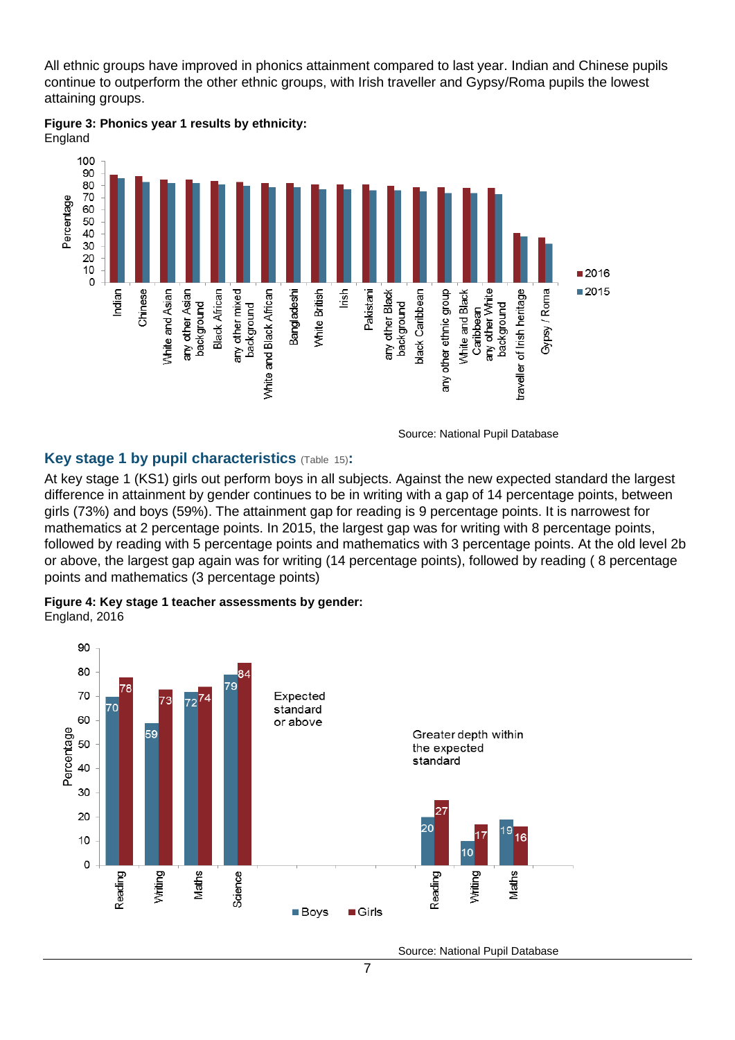All ethnic groups have improved in phonics attainment compared to last year. Indian and Chinese pupils continue to outperform the other ethnic groups, with Irish traveller and Gypsy/Roma pupils the lowest attaining groups.

**Figure 3: Phonics year 1 results by ethnicity:**
England

Source: National Pupil Database

## Key stage 1 by pupil characteristics (Table 15):

At key stage 1 (KS1) girls out perform boys in all subjects. Against the new expected standard the largest difference in attainment by gender continues to be in writing with a gap of 14 percentage points, between girls (73%) and boys (59%). The attainment gap for reading is 9 percentage points. It is narrowest for mathematics at 2 percentage points. In 2015, the largest gap was for writing with 8 percentage points, followed by reading with 5 percentage points and mathematics with 3 percentage points. At the old level 2b or above, the largest gap again was for writing (14 percentage points), followed by reading ( 8 percentage points and mathematics (3 percentage points)

**Figure 4: Key stage 1 teacher assessments by gender:**
England, 2016

Source: National Pupil Database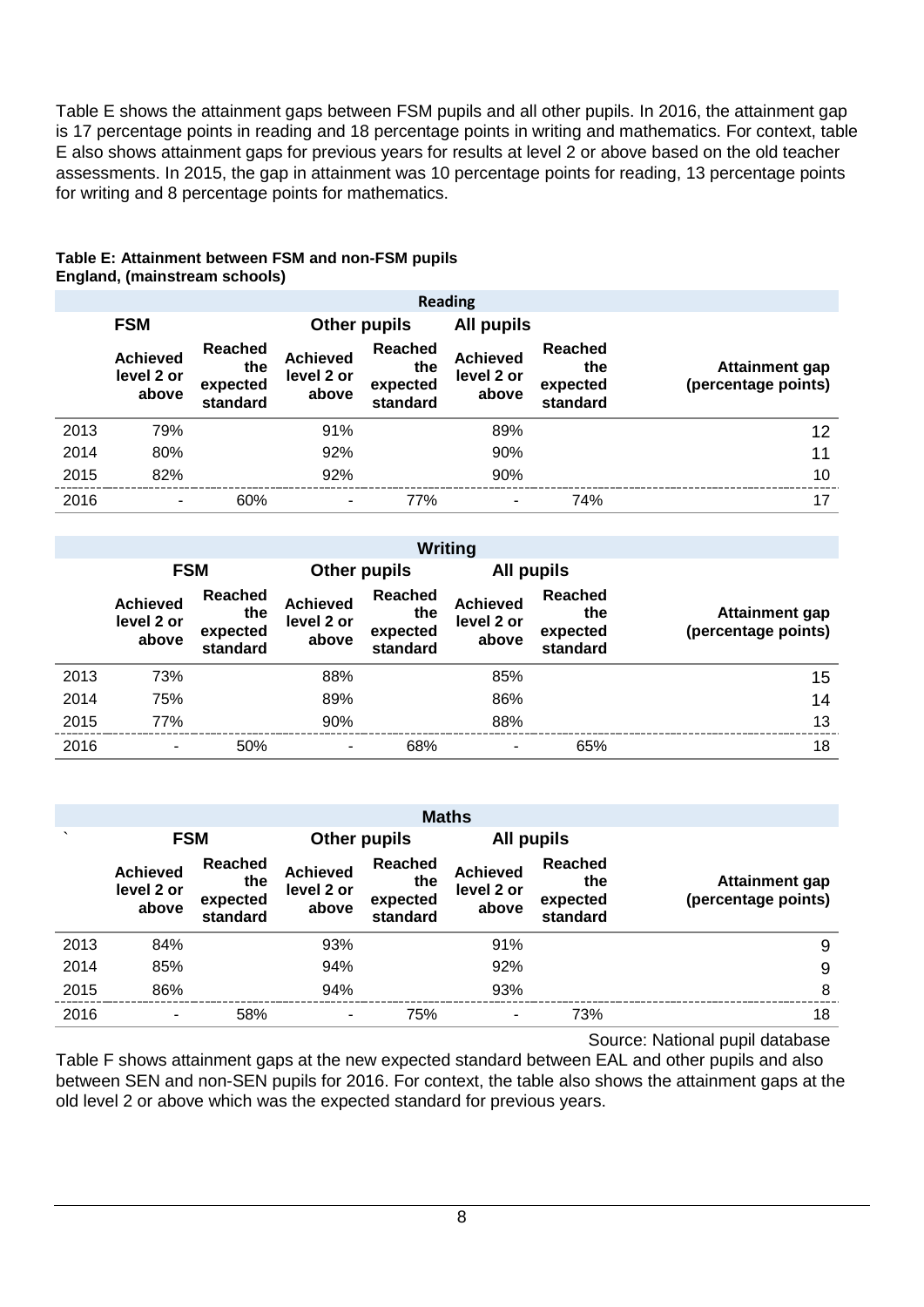Table E shows the attainment gaps between FSM pupils and all other pupils. In 2016, the attainment gap is 17 percentage points in reading and 18 percentage points in writing and mathematics. For context, table E also shows attainment gaps for previous years for results at level 2 or above based on the old teacher assessments. In 2015, the gap in attainment was 10 percentage points for reading, 13 percentage points for writing and 8 percentage points for mathematics.

**Table E: Attainment between FSM and non-FSM pupils**
**England, (mainstream schools)**

| Reading | | | | | | | |
|---|---|---|---|---|---|---|---|
| | **FSM** | | **Other pupils** | | **All pupils** | | |
| | **Achieved level 2 or above** | **Reached the expected standard** | **Achieved level 2 or above** | **Reached the expected standard** | **Achieved level 2 or above** | **Reached the expected standard** | **Attainment gap (percentage points)** |
| 2013 | 79% | | 91% | | 89% | | 12 |
| 2014 | 80% | | 92% | | 90% | | 11 |
| 2015 | 82% | | 92% | | 90% | | 10 |
| 2016 | - | 60% | - | 77% | - | 74% | 17 |

| Writing | | | | | | | |
|---|---|---|---|---|---|---|---|
| | **FSM** | | **Other pupils** | | **All pupils** | | |
| | **Achieved level 2 or above** | **Reached the expected standard** | **Achieved level 2 or above** | **Reached the expected standard** | **Achieved level 2 or above** | **Reached the expected standard** | **Attainment gap (percentage points)** |
| 2013 | 73% | | 88% | | 85% | | 15 |
| 2014 | 75% | | 89% | | 86% | | 14 |
| 2015 | 77% | | 90% | | 88% | | 13 |
| 2016 | - | 50% | - | 68% | - | 65% | 18 |

| Maths | | | | | | | |
|---|---|---|---|---|---|---|---|
| ` | **FSM** | | **Other pupils** | | **All pupils** | | |
| | **Achieved level 2 or above** | **Reached the expected standard** | **Achieved level 2 or above** | **Reached the expected standard** | **Achieved level 2 or above** | **Reached the expected standard** | **Attainment gap (percentage points)** |
| 2013 | 84% | | 93% | | 91% | | 9 |
| 2014 | 85% | | 94% | | 92% | | 9 |
| 2015 | 86% | | 94% | | 93% | | 8 |
| 2016 | - | 58% | - | 75% | - | 73% | 18 |

Source: National pupil database

Table F shows attainment gaps at the new expected standard between EAL and other pupils and also between SEN and non-SEN pupils for 2016. For context, the table also shows the attainment gaps at the old level 2 or above which was the expected standard for previous years.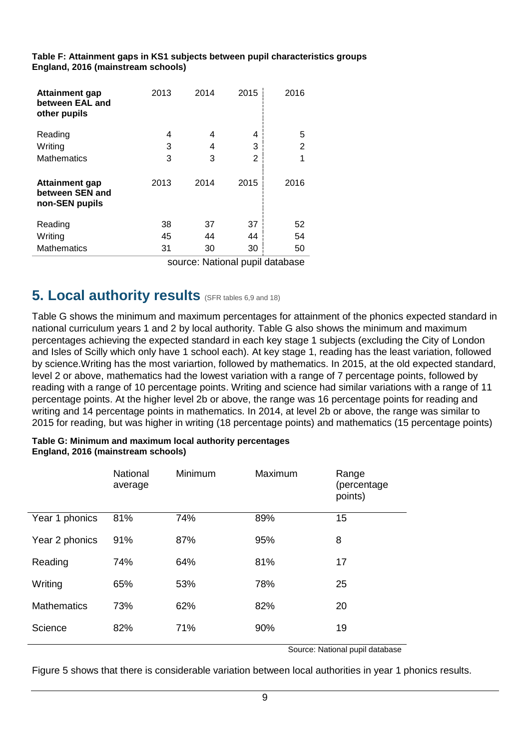**Table F: Attainment gaps in KS1 subjects between pupil characteristics groups England, 2016 (mainstream schools)**

| Attainment gap between EAL and other pupils | 2013 | 2014 | 2015 | 2016 |
|---|---|---|---|---|
| Reading | 4 | 4 | 4 | 5 |
| Writing | 3 | 4 | 3 | 2 |
| Mathematics | 3 | 3 | 2 | 1 |
| **Attainment gap between SEN and non-SEN pupils** | **2013** | **2014** | **2015** | **2016** |
| Reading | 38 | 37 | 37 | 52 |
| Writing | 45 | 44 | 44 | 54 |
| Mathematics | 31 | 30 | 30 | 50 |

source: National pupil database

## 5. Local authority results (SFR tables 6,9 and 18)

Table G shows the minimum and maximum percentages for attainment of the phonics expected standard in national curriculum years 1 and 2 by local authority. Table G also shows the minimum and maximum percentages achieving the expected standard in each key stage 1 subjects (excluding the City of London and Isles of Scilly which only have 1 school each). At key stage 1, reading has the least variation, followed by science.Writing has the most variartion, followed by mathematics. In 2015, at the old expected standard, level 2 or above, mathematics had the lowest variation with a range of 7 percentage points, followed by reading with a range of 10 percentage points. Writing and science had similar variations with a range of 11 percentage points. At the higher level 2b or above, the range was 16 percentage points for reading and writing and 14 percentage points in mathematics. In 2014, at level 2b or above, the range was similar to 2015 for reading, but was higher in writing (18 percentage points) and mathematics (15 percentage points)

**Table G: Minimum and maximum local authority percentages England, 2016 (mainstream schools)**

| | National average | Minimum | Maximum | Range (percentage points) |
|---|---|---|---|---|
| Year 1 phonics | 81% | 74% | 89% | 15 |
| Year 2 phonics | 91% | 87% | 95% | 8 |
| Reading | 74% | 64% | 81% | 17 |
| Writing | 65% | 53% | 78% | 25 |
| Mathematics | 73% | 62% | 82% | 20 |
| Science | 82% | 71% | 90% | 19 |

Source: National pupil database

Figure 5 shows that there is considerable variation between local authorities in year 1 phonics results.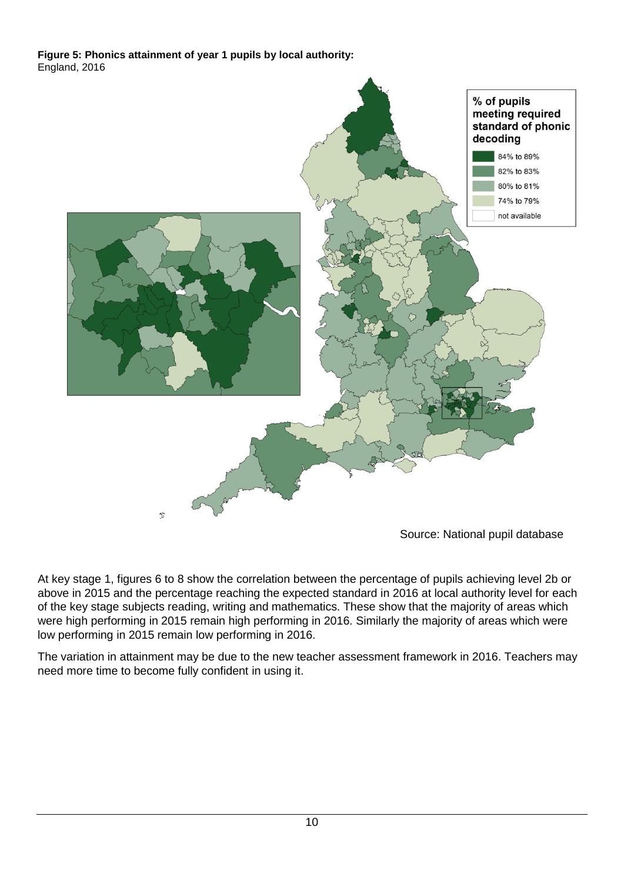**Figure 5: Phonics attainment of year 1 pupils by local authority:**
England, 2016

% of pupils meeting required standard of phonic decoding

- 84% to 89%
- 82% to 83%
- 80% to 81%
- 74% to 79%
- not available

Source: National pupil database

At key stage 1, figures 6 to 8 show the correlation between the percentage of pupils achieving level 2b or above in 2015 and the percentage reaching the expected standard in 2016 at local authority level for each of the key stage subjects reading, writing and mathematics. These show that the majority of areas which were high performing in 2015 remain high performing in 2016. Similarly the majority of areas which were low performing in 2015 remain low performing in 2016.

The variation in attainment may be due to the new teacher assessment framework in 2016. Teachers may need more time to become fully confident in using it.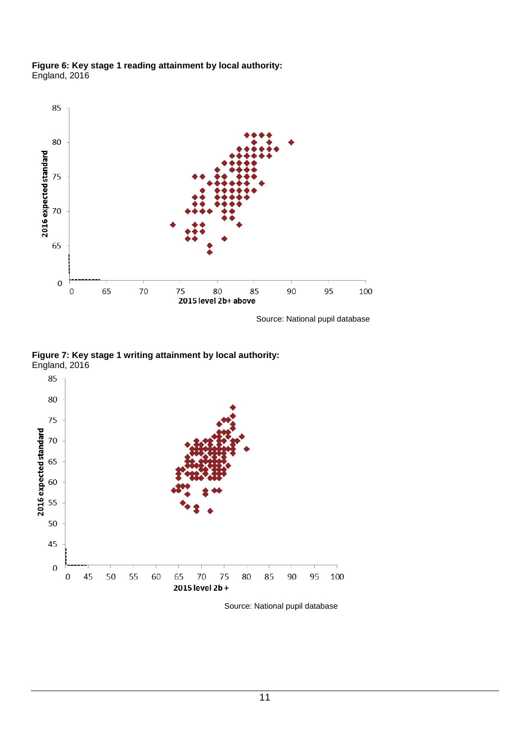**Figure 6: Key stage 1 reading attainment by local authority:**
England, 2016

Source: National pupil database

**Figure 7: Key stage 1 writing attainment by local authority:**
England, 2016

Source: National pupil database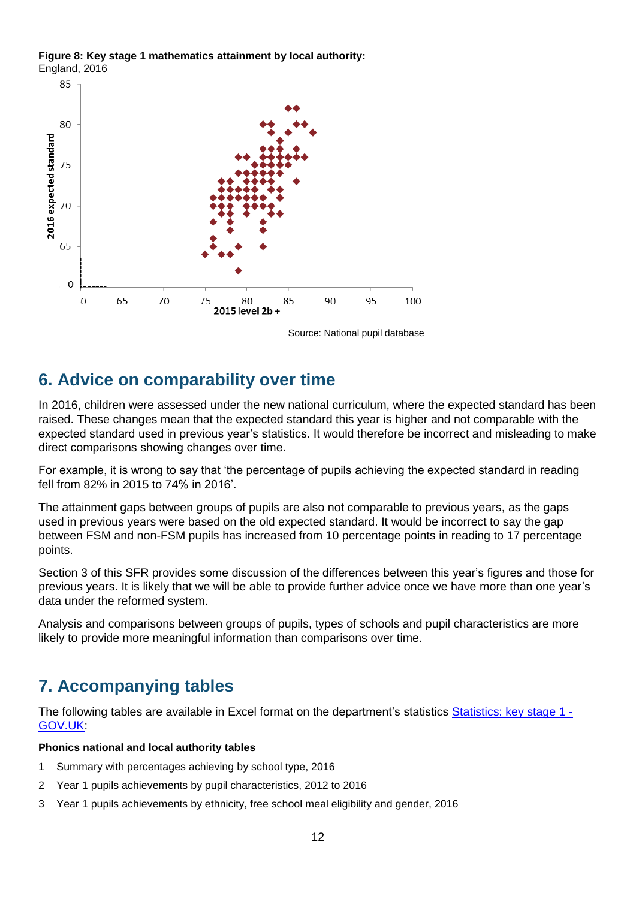**Figure 8: Key stage 1 mathematics attainment by local authority:**
England, 2016

Source: National pupil database

## 6. Advice on comparability over time

In 2016, children were assessed under the new national curriculum, where the expected standard has been raised. These changes mean that the expected standard this year is higher and not comparable with the expected standard used in previous year's statistics. It would therefore be incorrect and misleading to make direct comparisons showing changes over time.

For example, it is wrong to say that 'the percentage of pupils achieving the expected standard in reading fell from 82% in 2015 to 74% in 2016'.

The attainment gaps between groups of pupils are also not comparable to previous years, as the gaps used in previous years were based on the old expected standard. It would be incorrect to say the gap between FSM and non-FSM pupils has increased from 10 percentage points in reading to 17 percentage points.

Section 3 of this SFR provides some discussion of the differences between this year's figures and those for previous years. It is likely that we will be able to provide further advice once we have more than one year's data under the reformed system.

Analysis and comparisons between groups of pupils, types of schools and pupil characteristics are more likely to provide more meaningful information than comparisons over time.

## 7. Accompanying tables

The following tables are available in Excel format on the department's statistics Statistics: key stage 1 - GOV.UK:

**Phonics national and local authority tables**

1. Summary with percentages achieving by school type, 2016
2. Year 1 pupils achievements by pupil characteristics, 2012 to 2016
3. Year 1 pupils achievements by ethnicity, free school meal eligibility and gender, 2016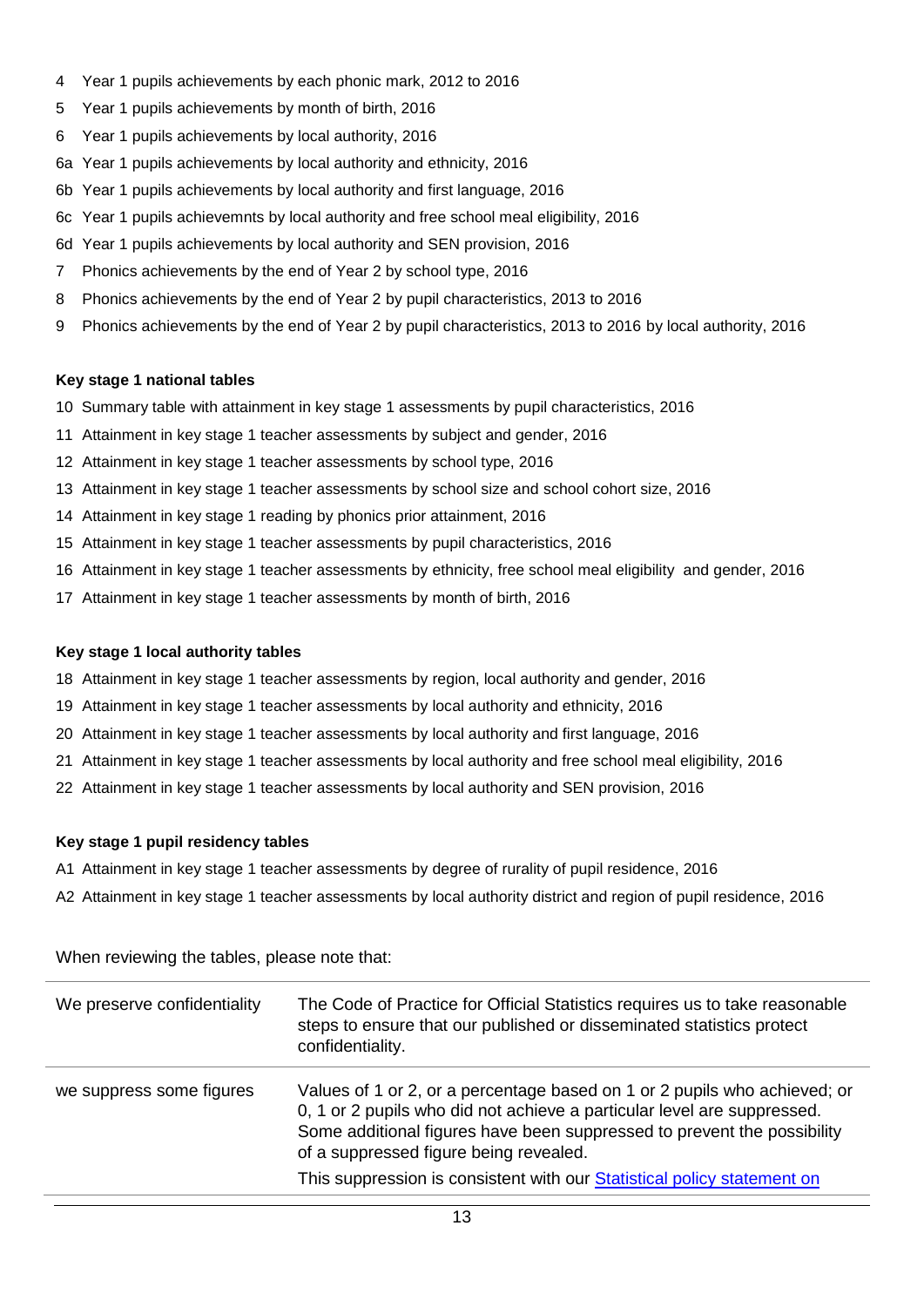4 Year 1 pupils achievements by each phonic mark, 2012 to 2016

5 Year 1 pupils achievements by month of birth, 2016

6 Year 1 pupils achievements by local authority, 2016

6a Year 1 pupils achievements by local authority and ethnicity, 2016

6b Year 1 pupils achievements by local authority and first language, 2016

6c Year 1 pupils achievemnts by local authority and free school meal eligibility, 2016

6d Year 1 pupils achievements by local authority and SEN provision, 2016

7 Phonics achievements by the end of Year 2 by school type, 2016

8 Phonics achievements by the end of Year 2 by pupil characteristics, 2013 to 2016

9 Phonics achievements by the end of Year 2 by pupil characteristics, 2013 to 2016 by local authority, 2016

**Key stage 1 national tables**

10 Summary table with attainment in key stage 1 assessments by pupil characteristics, 2016

11 Attainment in key stage 1 teacher assessments by subject and gender, 2016

12 Attainment in key stage 1 teacher assessments by school type, 2016

13 Attainment in key stage 1 teacher assessments by school size and school cohort size, 2016

14 Attainment in key stage 1 reading by phonics prior attainment, 2016

15 Attainment in key stage 1 teacher assessments by pupil characteristics, 2016

16 Attainment in key stage 1 teacher assessments by ethnicity, free school meal eligibility and gender, 2016

17 Attainment in key stage 1 teacher assessments by month of birth, 2016

**Key stage 1 local authority tables**

18 Attainment in key stage 1 teacher assessments by region, local authority and gender, 2016

19 Attainment in key stage 1 teacher assessments by local authority and ethnicity, 2016

20 Attainment in key stage 1 teacher assessments by local authority and first language, 2016

21 Attainment in key stage 1 teacher assessments by local authority and free school meal eligibility, 2016

22 Attainment in key stage 1 teacher assessments by local authority and SEN provision, 2016

**Key stage 1 pupil residency tables**

A1 Attainment in key stage 1 teacher assessments by degree of rurality of pupil residence, 2016

A2 Attainment in key stage 1 teacher assessments by local authority district and region of pupil residence, 2016

When reviewing the tables, please note that:

| | |
|---|---|
| We preserve confidentiality | The Code of Practice for Official Statistics requires us to take reasonable steps to ensure that our published or disseminated statistics protect confidentiality. |
| we suppress some figures | Values of 1 or 2, or a percentage based on 1 or 2 pupils who achieved; or 0, 1 or 2 pupils who did not achieve a particular level are suppressed. Some additional figures have been suppressed to prevent the possibility of a suppressed figure being revealed.<br>This suppression is consistent with our Statistical policy statement on |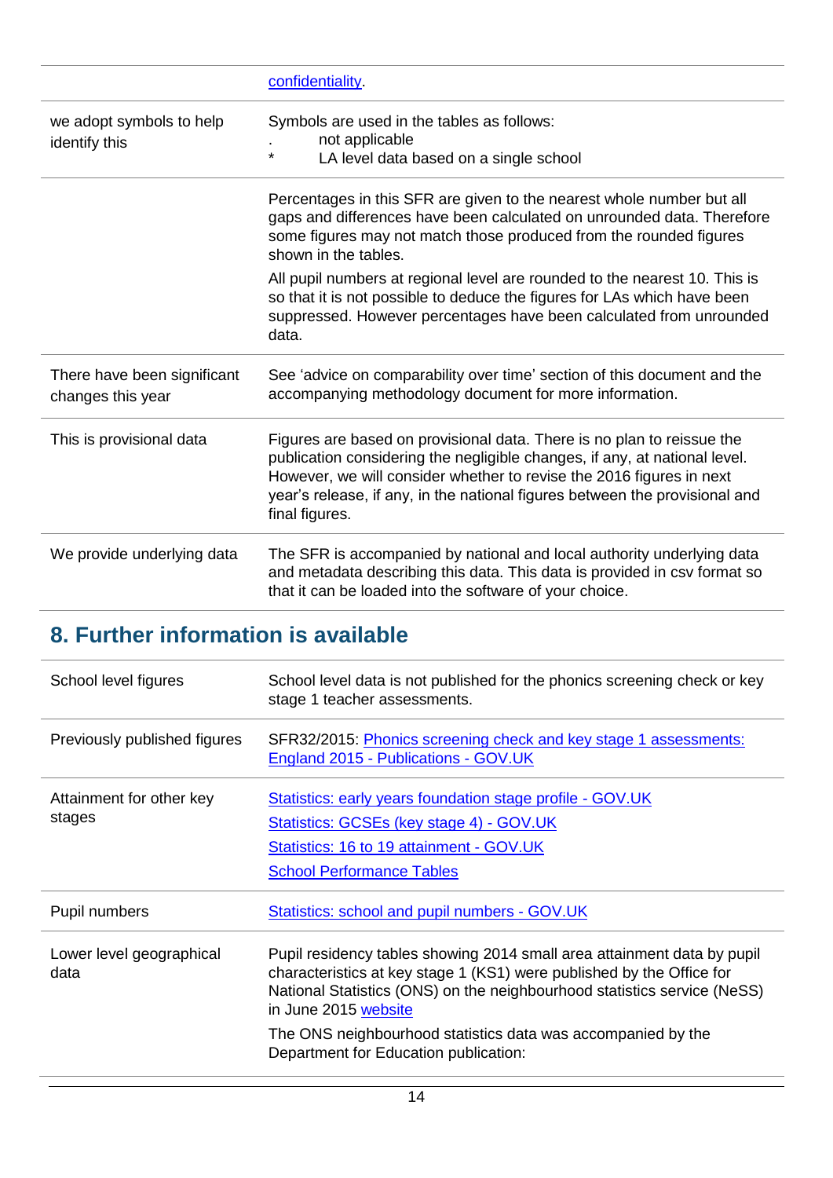| | |
|---|---|
| | [confidentiality](). |
| we adopt symbols to help identify this | Symbols are used in the tables as follows:<br>. not applicable<br>* LA level data based on a single school |
| | Percentages in this SFR are given to the nearest whole number but all gaps and differences have been calculated on unrounded data. Therefore some figures may not match those produced from the rounded figures shown in the tables.<br>All pupil numbers at regional level are rounded to the nearest 10. This is so that it is not possible to deduce the figures for LAs which have been suppressed. However percentages have been calculated from unrounded data. |
| There have been significant changes this year | See 'advice on comparability over time' section of this document and the accompanying methodology document for more information. |
| This is provisional data | Figures are based on provisional data. There is no plan to reissue the publication considering the negligible changes, if any, at national level. However, we will consider whether to revise the 2016 figures in next year's release, if any, in the national figures between the provisional and final figures. |
| We provide underlying data | The SFR is accompanied by national and local authority underlying data and metadata describing this data. This data is provided in csv format so that it can be loaded into the software of your choice. |

## 8. Further information is available

| | |
|---|---|
| School level figures | School level data is not published for the phonics screening check or key stage 1 teacher assessments. |
| Previously published figures | SFR32/2015: Phonics screening check and key stage 1 assessments: England 2015 - Publications - GOV.UK |
| Attainment for other key stages | Statistics: early years foundation stage profile - GOV.UK<br>Statistics: GCSEs (key stage 4) - GOV.UK<br>Statistics: 16 to 19 attainment - GOV.UK<br>School Performance Tables |
| Pupil numbers | Statistics: school and pupil numbers - GOV.UK |
| Lower level geographical data | Pupil residency tables showing 2014 small area attainment data by pupil characteristics at key stage 1 (KS1) were published by the Office for National Statistics (ONS) on the neighbourhood statistics service (NeSS) in June 2015 website<br>The ONS neighbourhood statistics data was accompanied by the Department for Education publication: |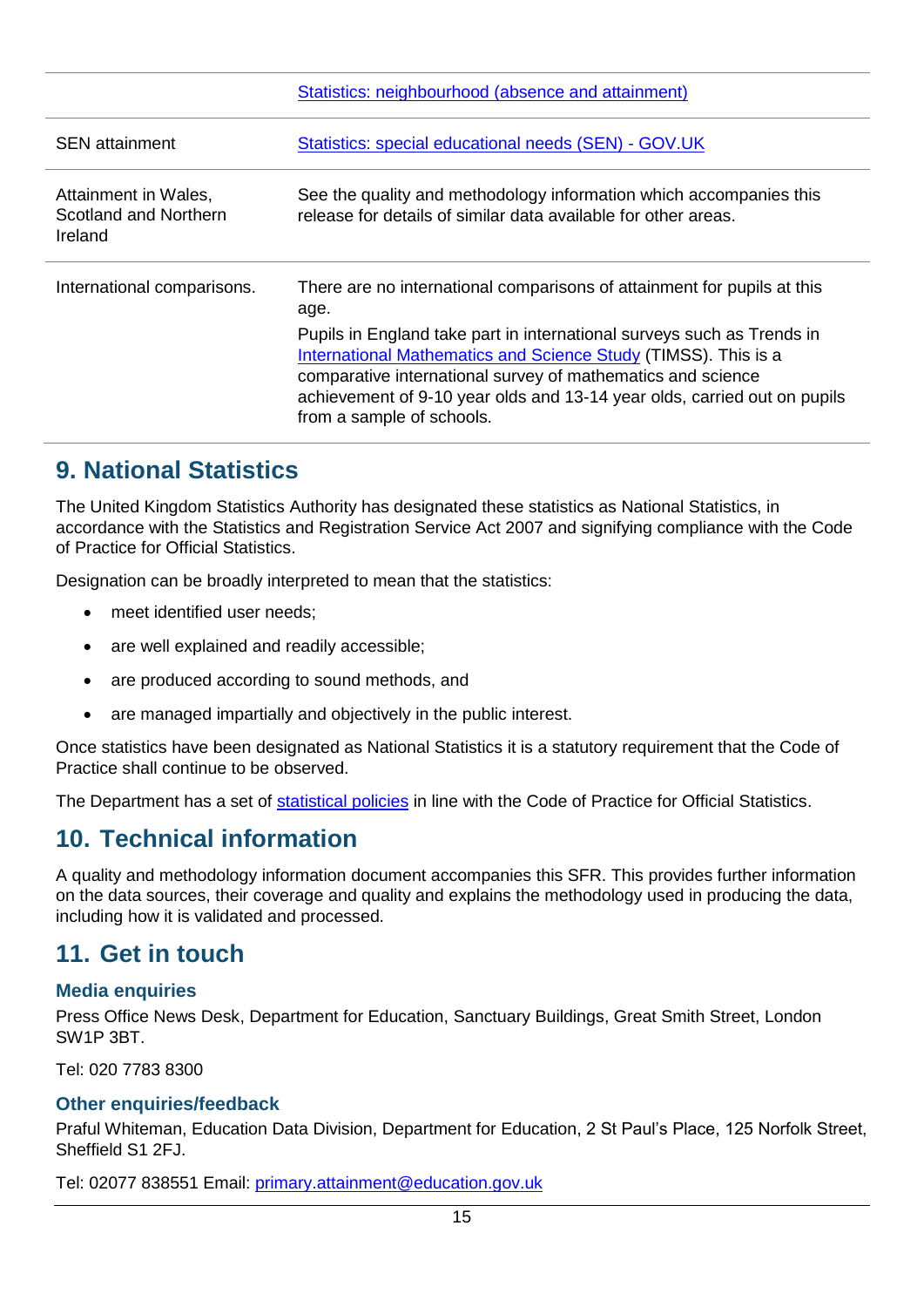| | |
|---|---|
| | Statistics: neighbourhood (absence and attainment) |
| SEN attainment | Statistics: special educational needs (SEN) - GOV.UK |
| Attainment in Wales, Scotland and Northern Ireland | See the quality and methodology information which accompanies this release for details of similar data available for other areas. |
| International comparisons. | There are no international comparisons of attainment for pupils at this age.<br><br>Pupils in England take part in international surveys such as Trends in International Mathematics and Science Study (TIMSS). This is a comparative international survey of mathematics and science achievement of 9-10 year olds and 13-14 year olds, carried out on pupils from a sample of schools. |

## 9. National Statistics

The United Kingdom Statistics Authority has designated these statistics as National Statistics, in accordance with the Statistics and Registration Service Act 2007 and signifying compliance with the Code of Practice for Official Statistics.

Designation can be broadly interpreted to mean that the statistics:

- meet identified user needs;
- are well explained and readily accessible;
- are produced according to sound methods, and
- are managed impartially and objectively in the public interest.

Once statistics have been designated as National Statistics it is a statutory requirement that the Code of Practice shall continue to be observed.

The Department has a set of statistical policies in line with the Code of Practice for Official Statistics.

## 10. Technical information

A quality and methodology information document accompanies this SFR. This provides further information on the data sources, their coverage and quality and explains the methodology used in producing the data, including how it is validated and processed.

## 11. Get in touch

### Media enquiries

Press Office News Desk, Department for Education, Sanctuary Buildings, Great Smith Street, London SW1P 3BT.

Tel: 020 7783 8300

### Other enquiries/feedback

Praful Whiteman, Education Data Division, Department for Education, 2 St Paul's Place, 125 Norfolk Street, Sheffield S1 2FJ.

Tel: 02077 838551 Email: primary.attainment@education.gov.uk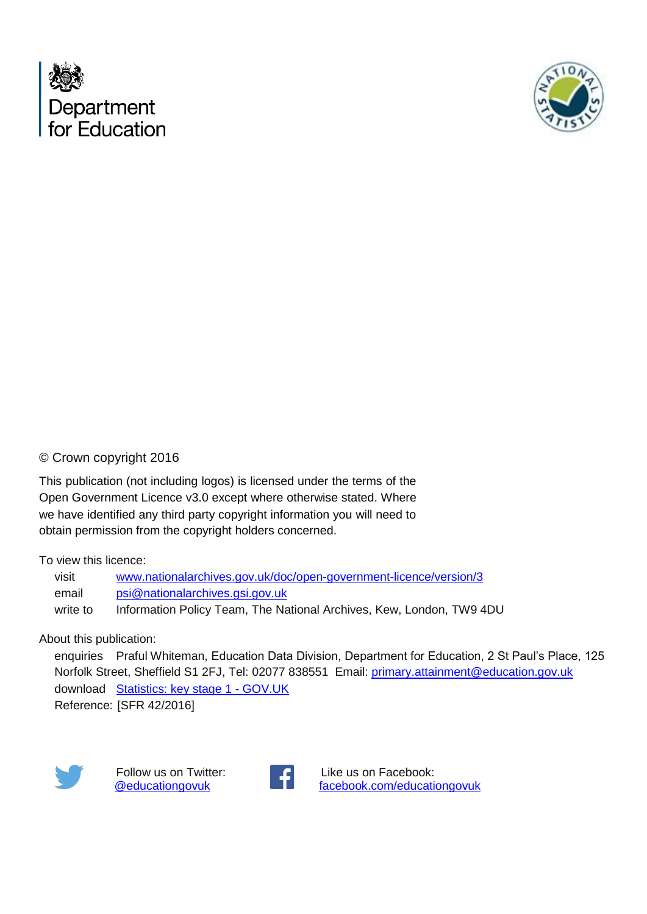Department for Education

© Crown copyright 2016

This publication (not including logos) is licensed under the terms of the Open Government Licence v3.0 except where otherwise stated. Where we have identified any third party copyright information you will need to obtain permission from the copyright holders concerned.

To view this licence:

visit [www.nationalarchives.gov.uk/doc/open-government-licence/version/3](http://www.nationalarchives.gov.uk/doc/open-government-licence/version/3)
email [psi@nationalarchives.gsi.gov.uk](mailto:psi@nationalarchives.gsi.gov.uk)
write to Information Policy Team, The National Archives, Kew, London, TW9 4DU

About this publication:

enquiries Praful Whiteman, Education Data Division, Department for Education, 2 St Paul's Place, 125 Norfolk Street, Sheffield S1 2FJ, Tel: 02077 838551 Email: [primary.attainment@education.gov.uk](mailto:primary.attainment@education.gov.uk)
download Statistics: key stage 1 - GOV.UK
Reference: [SFR 42/2016]

Follow us on Twitter: @educationgovuk

Like us on Facebook: facebook.com/educationgovuk